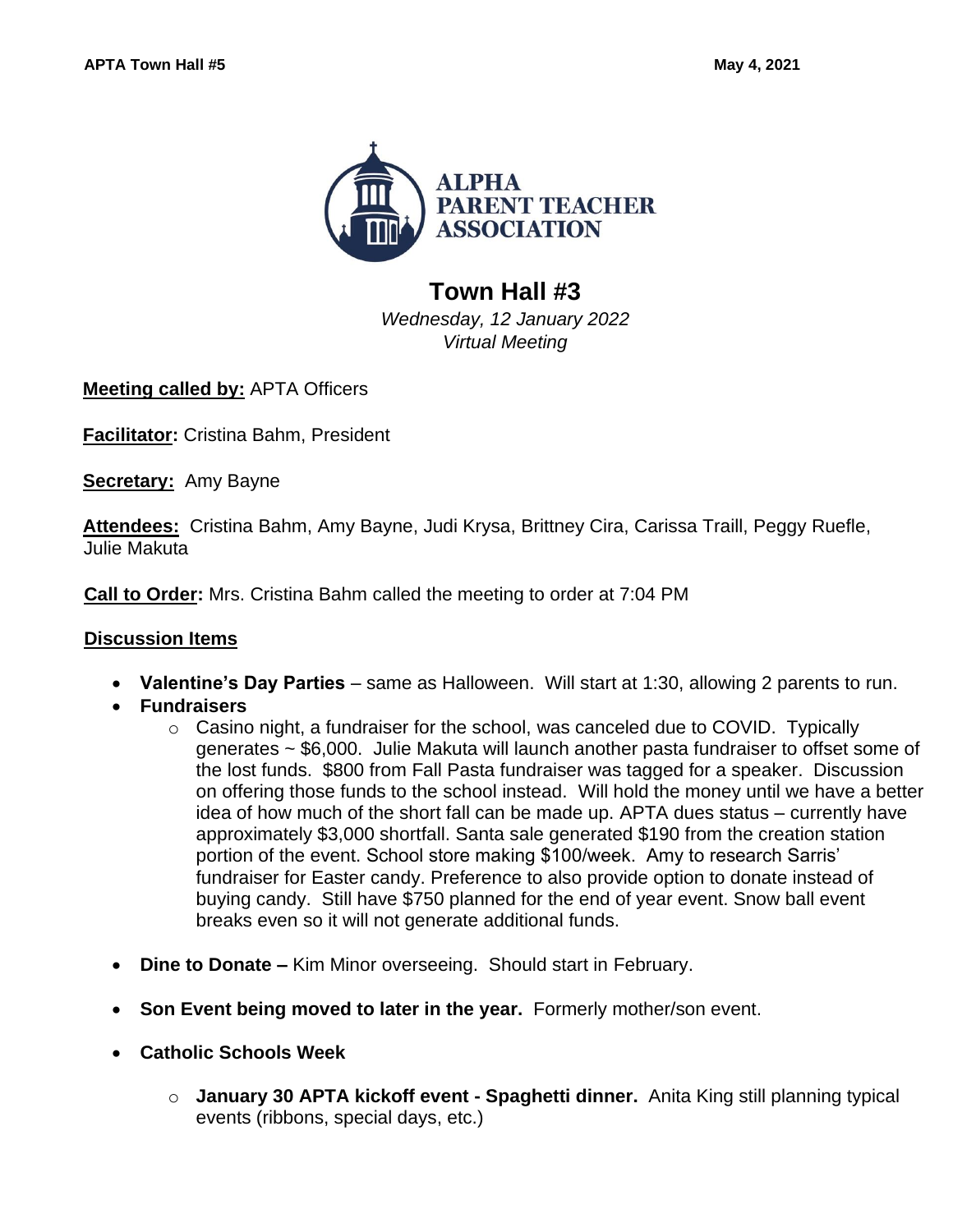ALPHA PARENT TEACHER ASSOCIATION

# Town Hall #3

*Wednesday, 12 January 2022*
*Virtual Meeting*

**Meeting called by:** APTA Officers

**Facilitator:** Cristina Bahm, President

**Secretary:** Amy Bayne

**Attendees:** Cristina Bahm, Amy Bayne, Judi Krysa, Brittney Cira, Carissa Traill, Peggy Ruefle, Julie Makuta

**Call to Order:** Mrs. Cristina Bahm called the meeting to order at 7:04 PM

**Discussion Items**

- **Valentine's Day Parties** – same as Halloween. Will start at 1:30, allowing 2 parents to run.
- **Fundraisers**
    - Casino night, a fundraiser for the school, was canceled due to COVID. Typically generates ~ $6,000. Julie Makuta will launch another pasta fundraiser to offset some of the lost funds. $800 from Fall Pasta fundraiser was tagged for a speaker. Discussion on offering those funds to the school instead. Will hold the money until we have a better idea of how much of the short fall can be made up. APTA dues status – currently have approximately $3,000 shortfall. Santa sale generated $190 from the creation station portion of the event. School store making $100/week. Amy to research Sarris' fundraiser for Easter candy. Preference to also provide option to donate instead of buying candy. Still have $750 planned for the end of year event. Snow ball event breaks even so it will not generate additional funds.
- **Dine to Donate –** Kim Minor overseeing. Should start in February.
- **Son Event being moved to later in the year.** Formerly mother/son event.
- **Catholic Schools Week**
    - **January 30 APTA kickoff event - Spaghetti dinner.** Anita King still planning typical events (ribbons, special days, etc.)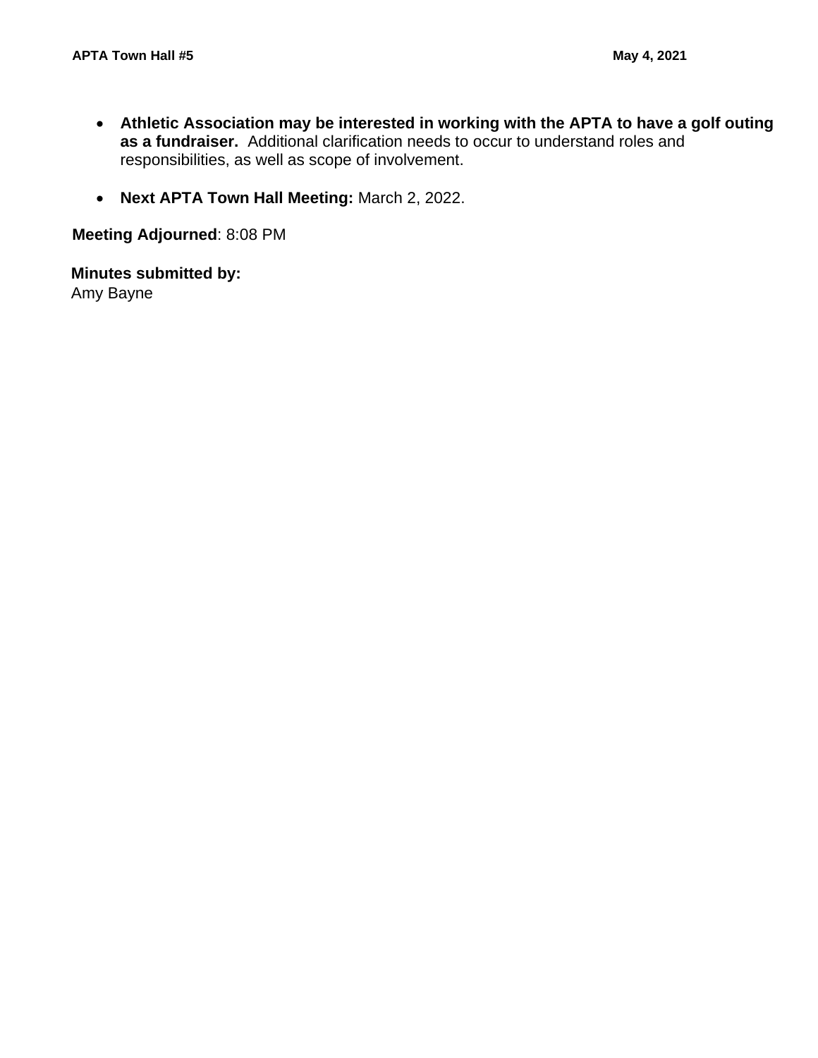- **Athletic Association may be interested in working with the APTA to have a golf outing as a fundraiser.** Additional clarification needs to occur to understand roles and responsibilities, as well as scope of involvement.

- **Next APTA Town Hall Meeting:** March 2, 2022.

**Meeting Adjourned**: 8:08 PM

**Minutes submitted by:**
Amy Bayne